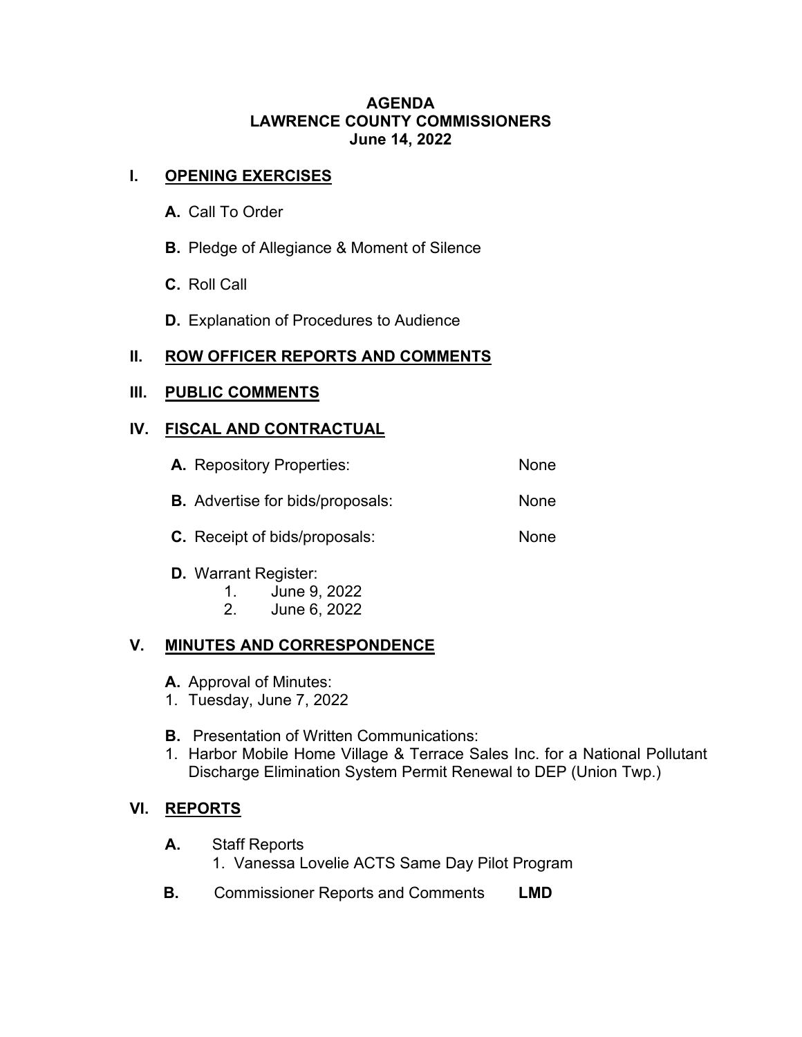# AGENDA
## LAWRENCE COUNTY COMMISSIONERS
### June 14, 2022

## I. OPENING EXERCISES

**A.** Call To Order

**B.** Pledge of Allegiance & Moment of Silence

**C.** Roll Call

**D.** Explanation of Procedures to Audience

## II. ROW OFFICER REPORTS AND COMMENTS

## III. PUBLIC COMMENTS

## IV. FISCAL AND CONTRACTUAL

**A.** Repository Properties: None

**B.** Advertise for bids/proposals: None

**C.** Receipt of bids/proposals: None

**D.** Warrant Register:
1. June 9, 2022
2. June 6, 2022

## V. MINUTES AND CORRESPONDENCE

**A.** Approval of Minutes:
1. Tuesday, June 7, 2022

**B.** Presentation of Written Communications:
1. Harbor Mobile Home Village & Terrace Sales Inc. for a National Pollutant Discharge Elimination System Permit Renewal to DEP (Union Twp.)

## VI. REPORTS

**A.** Staff Reports
1. Vanessa Lovelie ACTS Same Day Pilot Program

**B.** Commissioner Reports and Comments **LMD**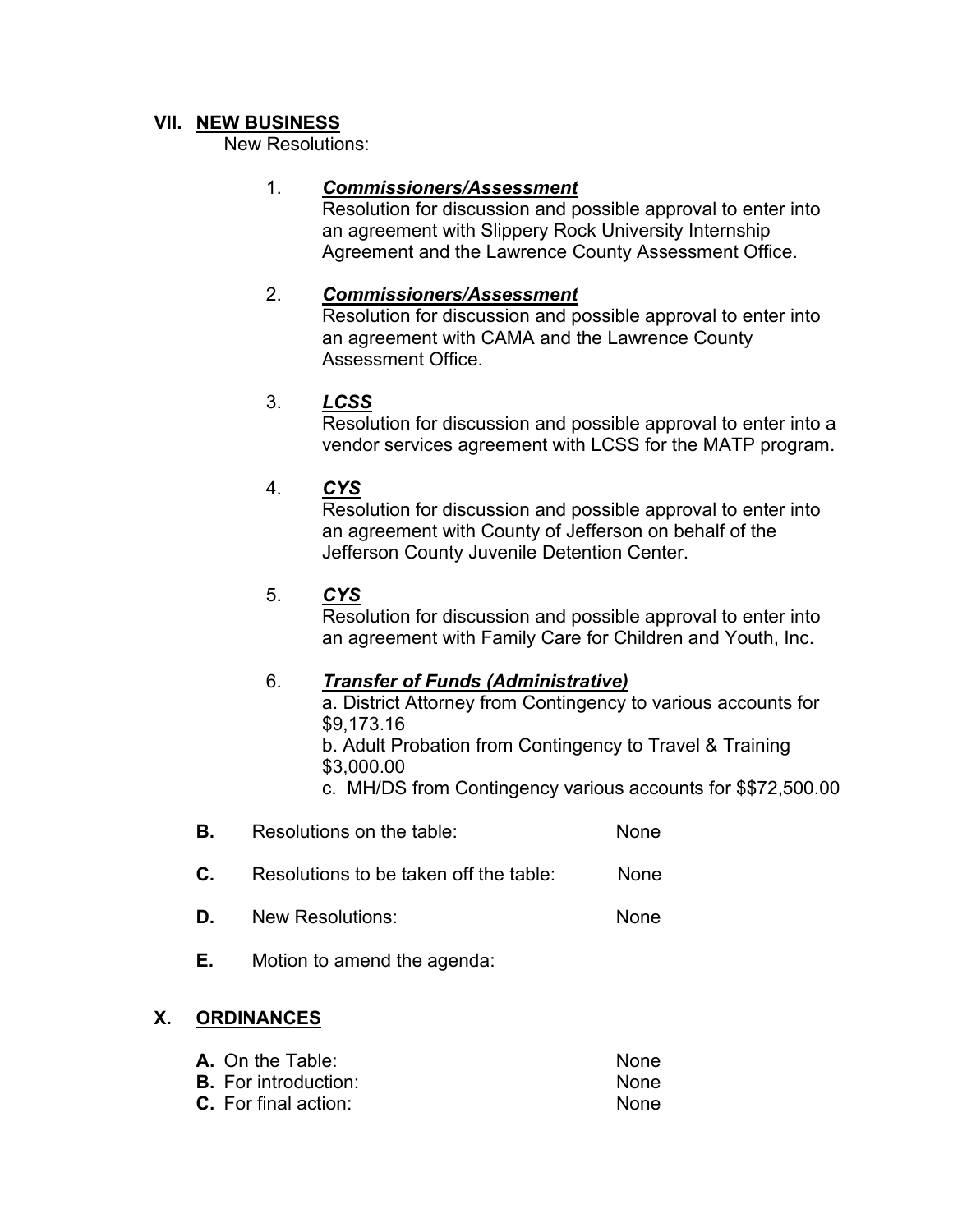## VII. NEW BUSINESS

New Resolutions:

1. ***Commissioners/Assessment***
   Resolution for discussion and possible approval to enter into an agreement with Slippery Rock University Internship Agreement and the Lawrence County Assessment Office.

2. ***Commissioners/Assessment***
   Resolution for discussion and possible approval to enter into an agreement with CAMA and the Lawrence County Assessment Office.

3. ***LCSS***
   Resolution for discussion and possible approval to enter into a vendor services agreement with LCSS for the MATP program.

4. ***CYS***
   Resolution for discussion and possible approval to enter into an agreement with County of Jefferson on behalf of the Jefferson County Juvenile Detention Center.

5. ***CYS***
   Resolution for discussion and possible approval to enter into an agreement with Family Care for Children and Youth, Inc.

6. ***Transfer of Funds (Administrative)***
   a. District Attorney from Contingency to various accounts for $9,173.16
   b. Adult Probation from Contingency to Travel & Training $3,000.00
   c. MH/DS from Contingency various accounts for $$72,500.00

**B.** Resolutions on the table: None

**C.** Resolutions to be taken off the table: None

**D.** New Resolutions: None

**E.** Motion to amend the agenda:

## X. ORDINANCES

**A.** On the Table: None
**B.** For introduction: None
**C.** For final action: None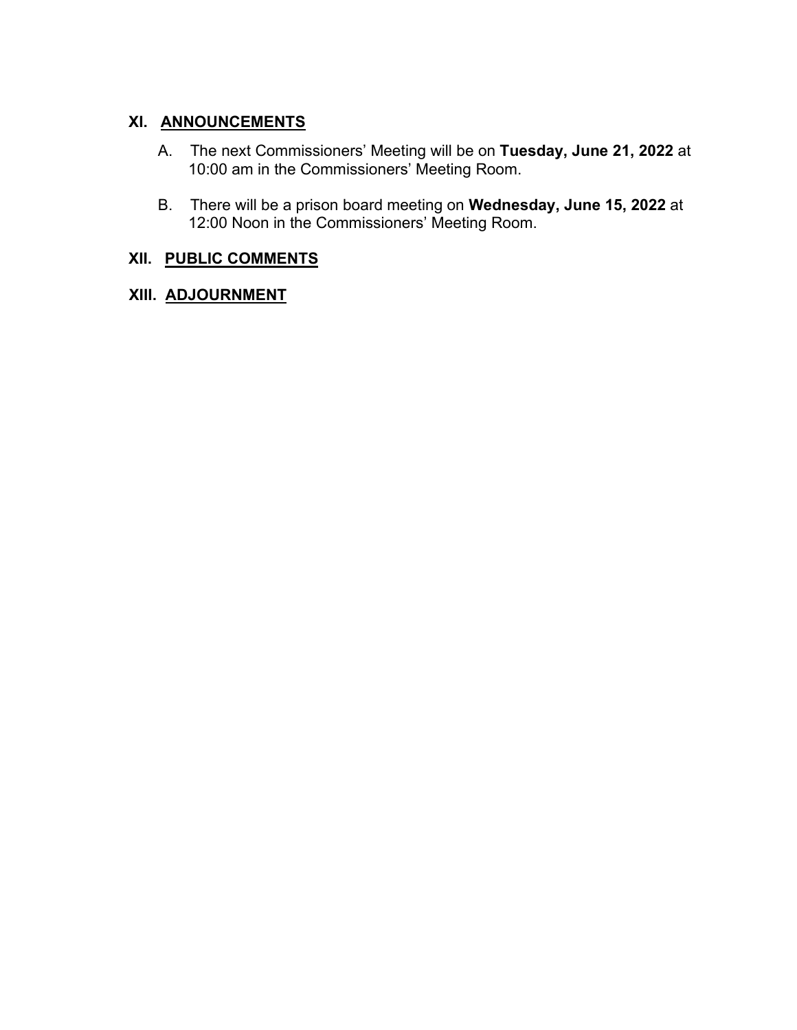## XI. ANNOUNCEMENTS

A. The next Commissioners' Meeting will be on **Tuesday, June 21, 2022** at 10:00 am in the Commissioners' Meeting Room.

B. There will be a prison board meeting on **Wednesday, June 15, 2022** at 12:00 Noon in the Commissioners' Meeting Room.

## XII. PUBLIC COMMENTS

## XIII. ADJOURNMENT